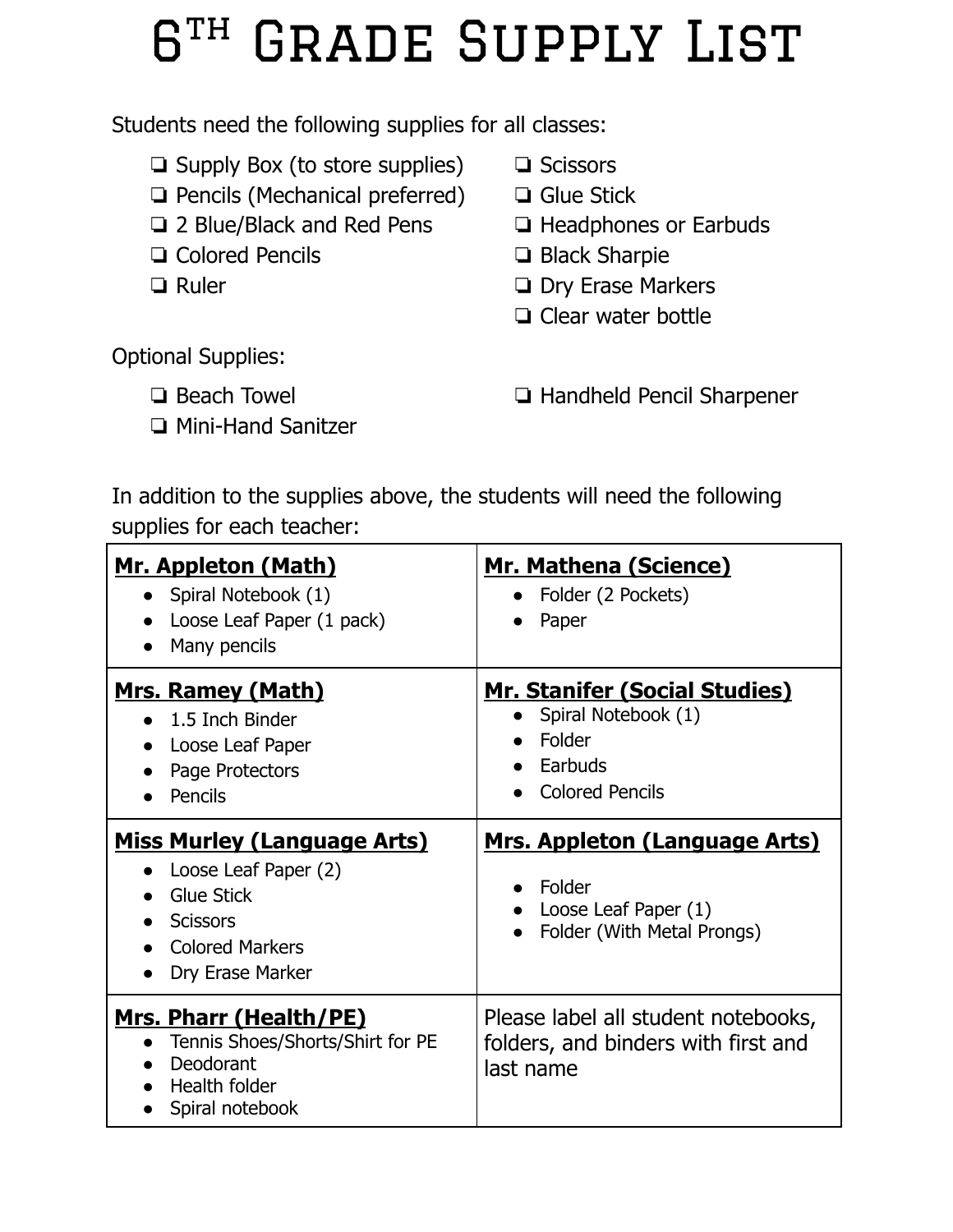# 6TH Grade Supply List

Students need the following supplies for all classes:

- ❏ Supply Box (to store supplies)
- ❏ Pencils (Mechanical preferred)
- ❏ 2 Blue/Black and Red Pens
- ❏ Colored Pencils
- ❏ Ruler
- ❏ Scissors
- ❏ Glue Stick
- ❏ Headphones or Earbuds
- ❏ Black Sharpie
- ❏ Dry Erase Markers
- ❏ Clear water bottle

Optional Supplies:

- ❏ Beach Towel
- ❏ Mini-Hand Sanitzer
- ❏ Handheld Pencil Sharpener

In addition to the supplies above, the students will need the following supplies for each teacher:

| | |
|---|---|
| **Mr. Appleton (Math)**<br>• Spiral Notebook (1)<br>• Loose Leaf Paper (1 pack)<br>• Many pencils | **Mr. Mathena (Science)**<br>• Folder (2 Pockets)<br>• Paper |
| **Mrs. Ramey (Math)**<br>• 1.5 Inch Binder<br>• Loose Leaf Paper<br>• Page Protectors<br>• Pencils | **Mr. Stanifer (Social Studies)**<br>• Spiral Notebook (1)<br>• Folder<br>• Earbuds<br>• Colored Pencils |
| **Miss Murley (Language Arts)**<br>• Loose Leaf Paper (2)<br>• Glue Stick<br>• Scissors<br>• Colored Markers<br>• Dry Erase Marker | **Mrs. Appleton (Language Arts)**<br>• Folder<br>• Loose Leaf Paper (1)<br>• Folder (With Metal Prongs) |
| **Mrs. Pharr (Health/PE)**<br>• Tennis Shoes/Shorts/Shirt for PE<br>• Deodorant<br>• Health folder<br>• Spiral notebook | Please label all student notebooks, folders, and binders with first and last name |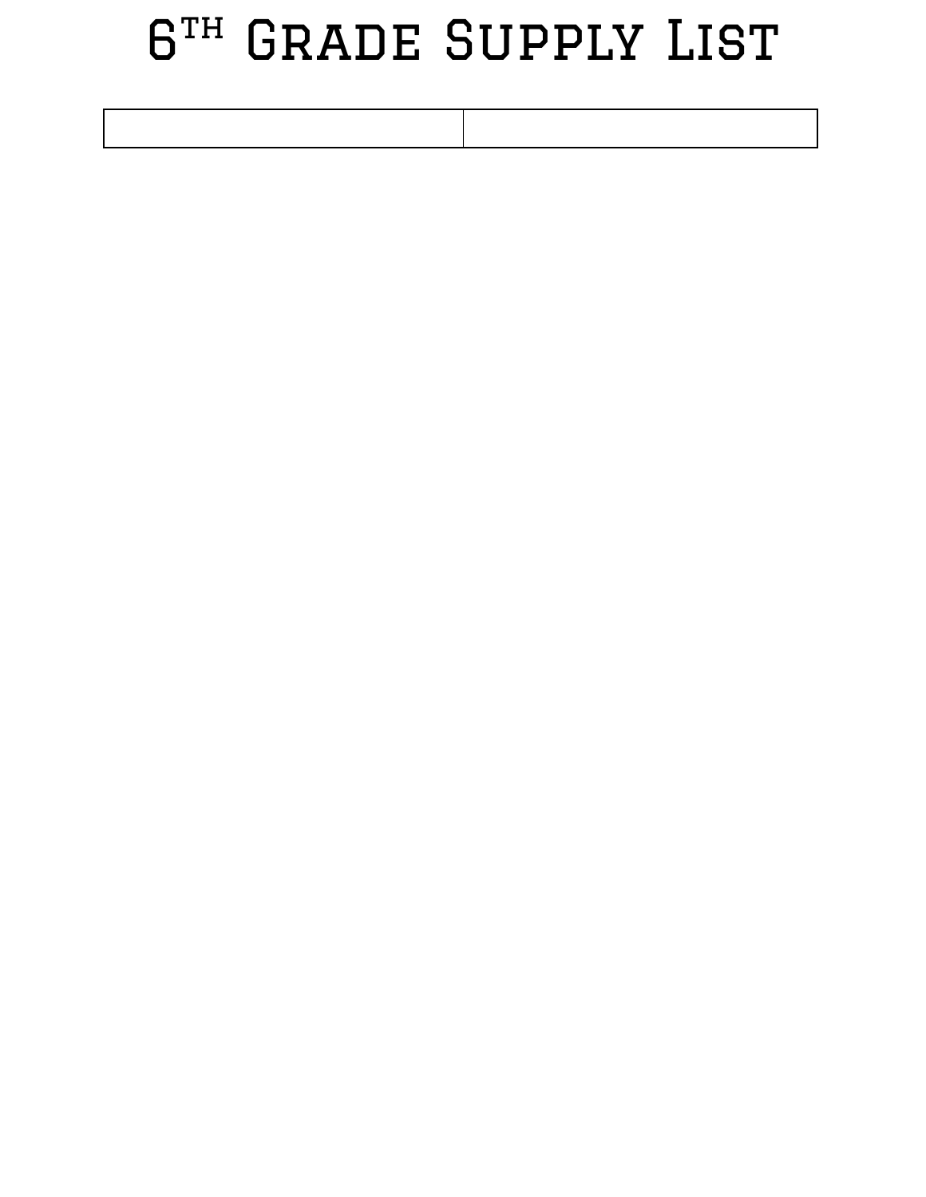# 6th Grade Supply List

| | |
|---|---|